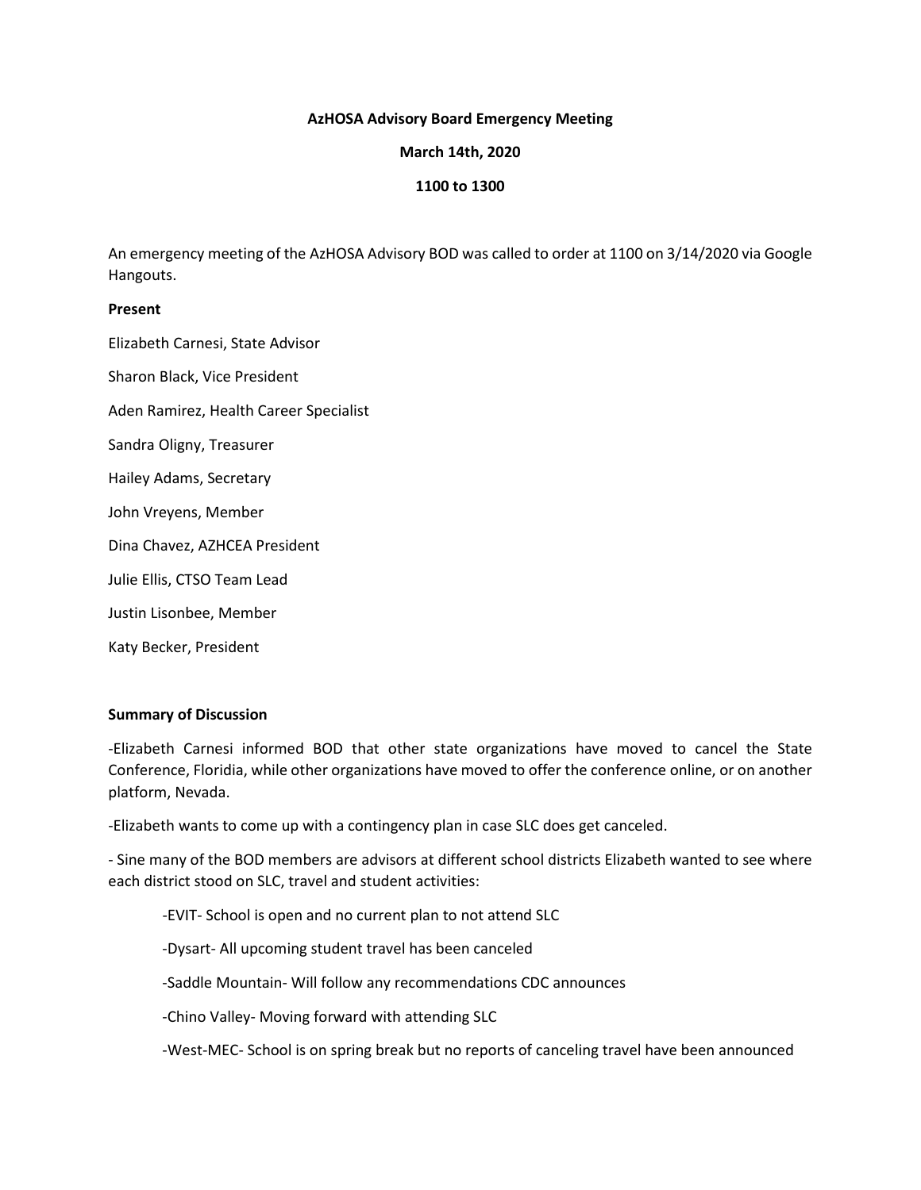**AzHOSA Advisory Board Emergency Meeting**

**March 14th, 2020**

**1100 to 1300**

An emergency meeting of the AzHOSA Advisory BOD was called to order at 1100 on 3/14/2020 via Google Hangouts.

**Present**

Elizabeth Carnesi, State Advisor

Sharon Black, Vice President

Aden Ramirez, Health Career Specialist

Sandra Oligny, Treasurer

Hailey Adams, Secretary

John Vreyens, Member

Dina Chavez, AZHCEA President

Julie Ellis, CTSO Team Lead

Justin Lisonbee, Member

Katy Becker, President

**Summary of Discussion**

-Elizabeth Carnesi informed BOD that other state organizations have moved to cancel the State Conference, Floridia, while other organizations have moved to offer the conference online, or on another platform, Nevada.

-Elizabeth wants to come up with a contingency plan in case SLC does get canceled.

- Sine many of the BOD members are advisors at different school districts Elizabeth wanted to see where each district stood on SLC, travel and student activities:

    -EVIT- School is open and no current plan to not attend SLC

    -Dysart- All upcoming student travel has been canceled

    -Saddle Mountain- Will follow any recommendations CDC announces

    -Chino Valley- Moving forward with attending SLC

    -West-MEC- School is on spring break but no reports of canceling travel have been announced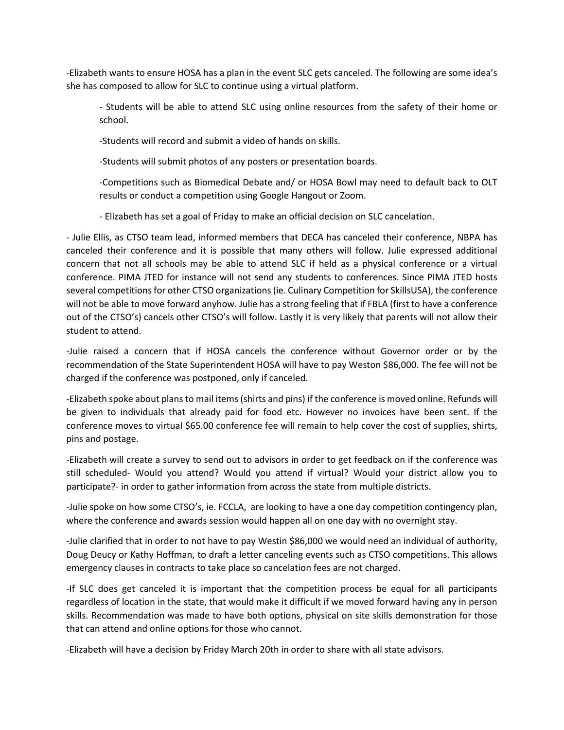-Elizabeth wants to ensure HOSA has a plan in the event SLC gets canceled. The following are some idea's she has composed to allow for SLC to continue using a virtual platform.

> - Students will be able to attend SLC using online resources from the safety of their home or school.
>
> -Students will record and submit a video of hands on skills.
>
> -Students will submit photos of any posters or presentation boards.
>
> -Competitions such as Biomedical Debate and/ or HOSA Bowl may need to default back to OLT results or conduct a competition using Google Hangout or Zoom.
>
> - Elizabeth has set a goal of Friday to make an official decision on SLC cancelation.

- Julie Ellis, as CTSO team lead, informed members that DECA has canceled their conference, NBPA has canceled their conference and it is possible that many others will follow. Julie expressed additional concern that not all schools may be able to attend SLC if held as a physical conference or a virtual conference. PIMA JTED for instance will not send any students to conferences. Since PIMA JTED hosts several competitions for other CTSO organizations (ie. Culinary Competition for SkillsUSA), the conference will not be able to move forward anyhow. Julie has a strong feeling that if FBLA (first to have a conference out of the CTSO's) cancels other CTSO's will follow. Lastly it is very likely that parents will not allow their student to attend.

-Julie raised a concern that if HOSA cancels the conference without Governor order or by the recommendation of the State Superintendent HOSA will have to pay Weston $86,000. The fee will not be charged if the conference was postponed, only if canceled.

-Elizabeth spoke about plans to mail items (shirts and pins) if the conference is moved online. Refunds will be given to individuals that already paid for food etc. However no invoices have been sent. If the conference moves to virtual $65.00 conference fee will remain to help cover the cost of supplies, shirts, pins and postage.

-Elizabeth will create a survey to send out to advisors in order to get feedback on if the conference was still scheduled- Would you attend? Would you attend if virtual? Would your district allow you to participate?- in order to gather information from across the state from multiple districts.

-Julie spoke on how some CTSO's, ie. FCCLA, are looking to have a one day competition contingency plan, where the conference and awards session would happen all on one day with no overnight stay.

-Julie clarified that in order to not have to pay Westin $86,000 we would need an individual of authority, Doug Deucy or Kathy Hoffman, to draft a letter canceling events such as CTSO competitions. This allows emergency clauses in contracts to take place so cancelation fees are not charged.

-If SLC does get canceled it is important that the competition process be equal for all participants regardless of location in the state, that would make it difficult if we moved forward having any in person skills. Recommendation was made to have both options, physical on site skills demonstration for those that can attend and online options for those who cannot.

-Elizabeth will have a decision by Friday March 20th in order to share with all state advisors.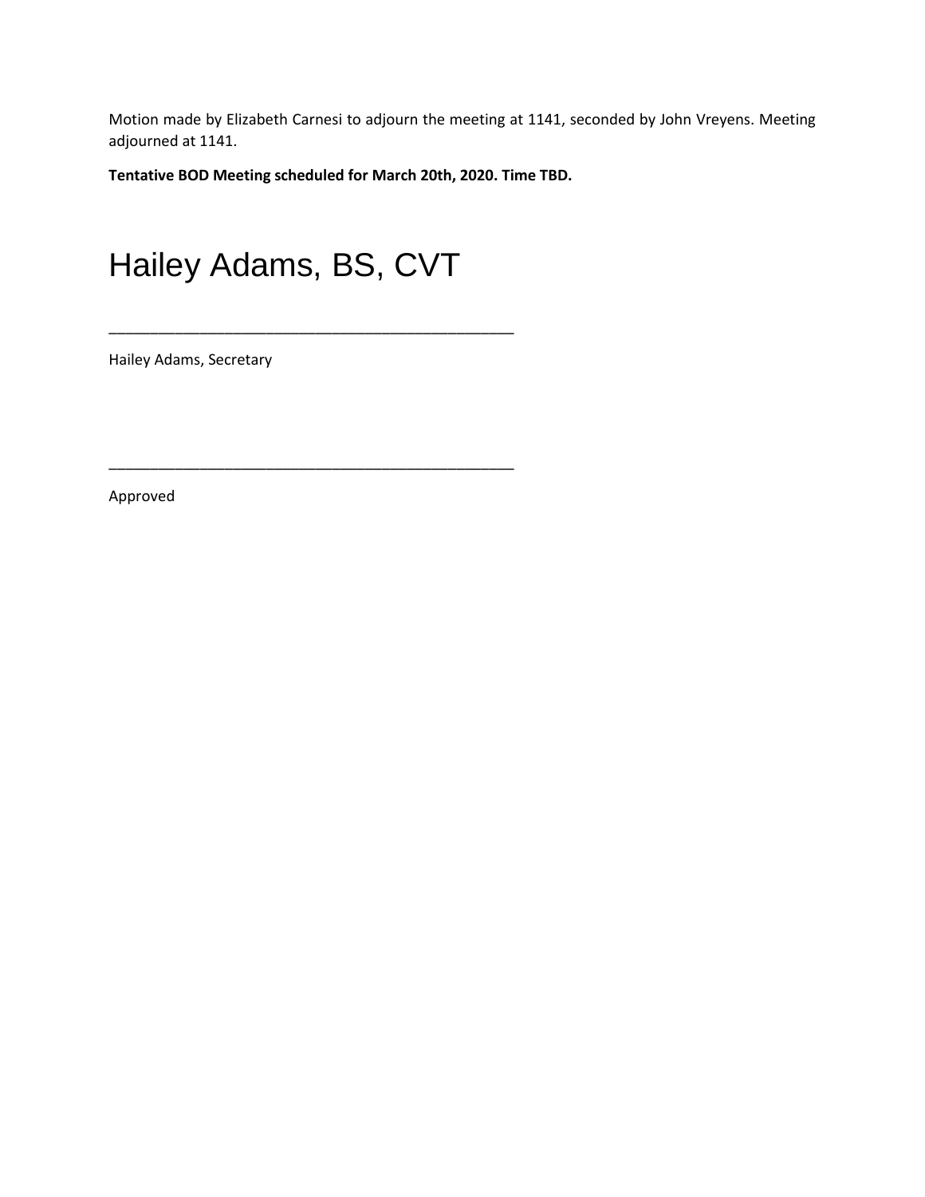Motion made by Elizabeth Carnesi to adjourn the meeting at 1141, seconded by John Vreyens. Meeting adjourned at 1141.

**Tentative BOD Meeting scheduled for March 20th, 2020. Time TBD.**

Hailey Adams, BS, CVT

_______________________________________________

Hailey Adams, Secretary

_______________________________________________

Approved